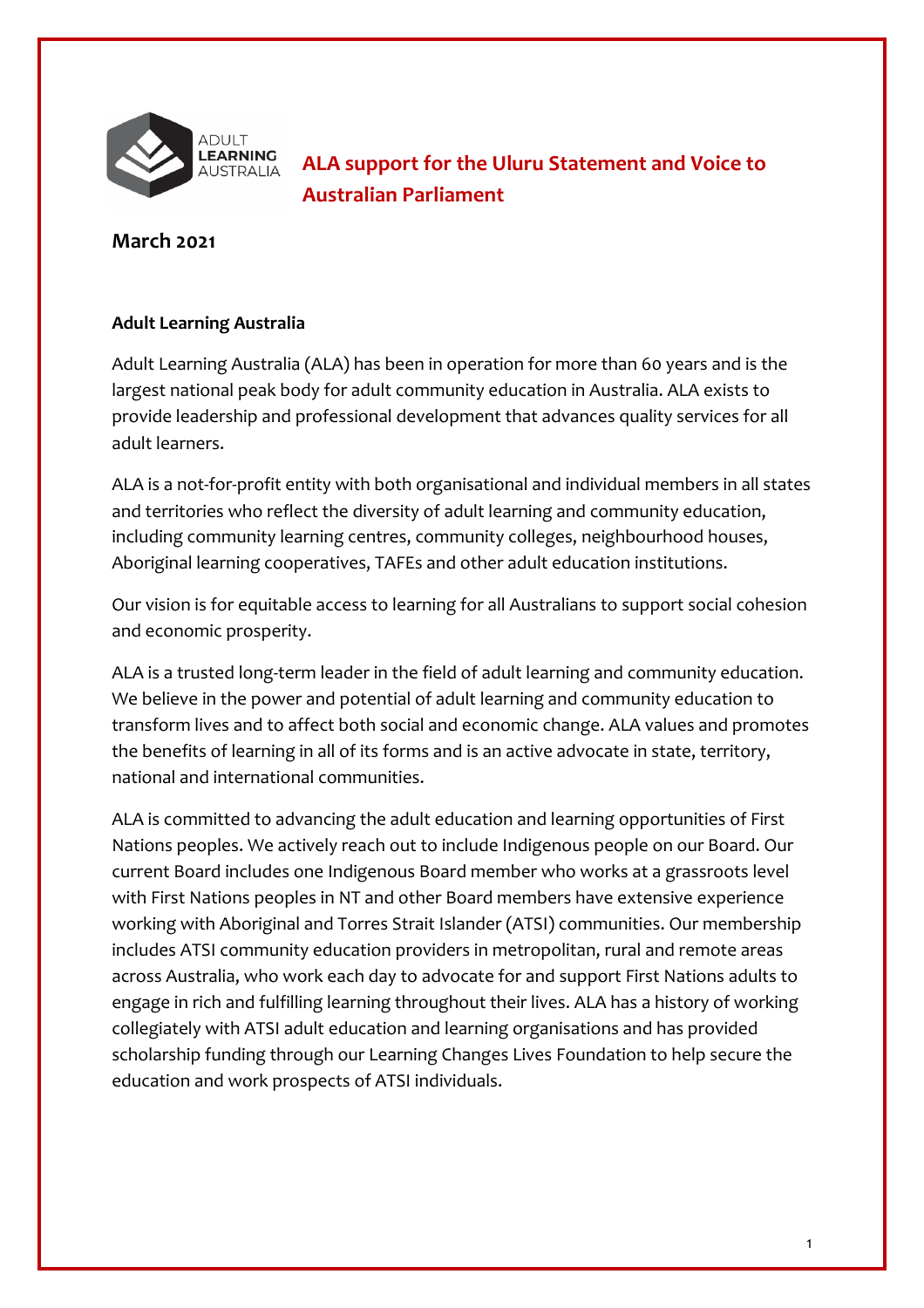# ALA support for the Uluru Statement and Voice to Australian Parliament

**March 2021**

**Adult Learning Australia**

Adult Learning Australia (ALA) has been in operation for more than 60 years and is the largest national peak body for adult community education in Australia. ALA exists to provide leadership and professional development that advances quality services for all adult learners.

ALA is a not-for-profit entity with both organisational and individual members in all states and territories who reflect the diversity of adult learning and community education, including community learning centres, community colleges, neighbourhood houses, Aboriginal learning cooperatives, TAFEs and other adult education institutions.

Our vision is for equitable access to learning for all Australians to support social cohesion and economic prosperity.

ALA is a trusted long-term leader in the field of adult learning and community education. We believe in the power and potential of adult learning and community education to transform lives and to affect both social and economic change. ALA values and promotes the benefits of learning in all of its forms and is an active advocate in state, territory, national and international communities.

ALA is committed to advancing the adult education and learning opportunities of First Nations peoples. We actively reach out to include Indigenous people on our Board. Our current Board includes one Indigenous Board member who works at a grassroots level with First Nations peoples in NT and other Board members have extensive experience working with Aboriginal and Torres Strait Islander (ATSI) communities. Our membership includes ATSI community education providers in metropolitan, rural and remote areas across Australia, who work each day to advocate for and support First Nations adults to engage in rich and fulfilling learning throughout their lives. ALA has a history of working collegiately with ATSI adult education and learning organisations and has provided scholarship funding through our Learning Changes Lives Foundation to help secure the education and work prospects of ATSI individuals.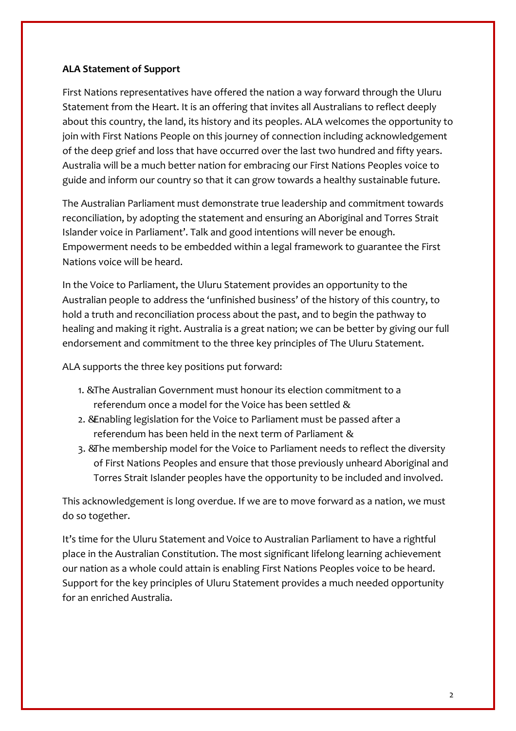**ALA Statement of Support**

First Nations representatives have offered the nation a way forward through the Uluru Statement from the Heart. It is an offering that invites all Australians to reflect deeply about this country, the land, its history and its peoples. ALA welcomes the opportunity to join with First Nations People on this journey of connection including acknowledgement of the deep grief and loss that have occurred over the last two hundred and fifty years. Australia will be a much better nation for embracing our First Nations Peoples voice to guide and inform our country so that it can grow towards a healthy sustainable future.

The Australian Parliament must demonstrate true leadership and commitment towards reconciliation, by adopting the statement and ensuring an Aboriginal and Torres Strait Islander voice in Parliament'. Talk and good intentions will never be enough. Empowerment needs to be embedded within a legal framework to guarantee the First Nations voice will be heard.

In the Voice to Parliament, the Uluru Statement provides an opportunity to the Australian people to address the 'unfinished business' of the history of this country, to hold a truth and reconciliation process about the past, and to begin the pathway to healing and making it right. Australia is a great nation; we can be better by giving our full endorsement and commitment to the three key principles of The Uluru Statement.

ALA supports the three key positions put forward:

1. &The Australian Government must honour its election commitment to a referendum once a model for the Voice has been settled &
2. &Enabling legislation for the Voice to Parliament must be passed after a referendum has been held in the next term of Parliament &
3. &The membership model for the Voice to Parliament needs to reflect the diversity of First Nations Peoples and ensure that those previously unheard Aboriginal and Torres Strait Islander peoples have the opportunity to be included and involved.

This acknowledgement is long overdue. If we are to move forward as a nation, we must do so together.

It's time for the Uluru Statement and Voice to Australian Parliament to have a rightful place in the Australian Constitution. The most significant lifelong learning achievement our nation as a whole could attain is enabling First Nations Peoples voice to be heard. Support for the key principles of Uluru Statement provides a much needed opportunity for an enriched Australia.